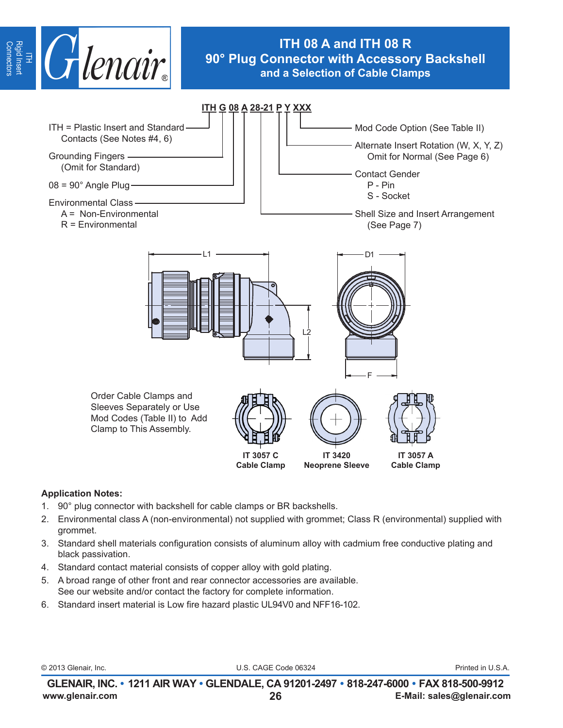# ITH 08 A and ITH 08 R
## 90° Plug Connector with Accessory Backshell and a Selection of Cable Clamps

**ITH G 08 A 28-21 P Y XXX**

- ITH = Plastic Insert and Standard Contacts (See Notes #4, 6)
- Grounding Fingers (Omit for Standard)
- 08 = 90° Angle Plug
- Environmental Class
  - A = Non-Environmental
  - R = Environmental
- Shell Size and Insert Arrangement (See Page 7)
- Contact Gender
  - P - Pin
  - S - Socket
- Alternate Insert Rotation (W, X, Y, Z) Omit for Normal (See Page 6)
- Mod Code Option (See Table II)

L1 L2 D1 F

Order Cable Clamps and Sleeves Separately or Use Mod Codes (Table II) to Add Clamp to This Assembly.

**IT 3057 C Cable Clamp** **IT 3420 Neoprene Sleeve** **IT 3057 A Cable Clamp**

**Application Notes:**

1. 90° plug connector with backshell for cable clamps or BR backshells.
2. Environmental class A (non-environmental) not supplied with grommet; Class R (environmental) supplied with grommet.
3. Standard shell materials configuration consists of aluminum alloy with cadmium free conductive plating and black passivation.
4. Standard contact material consists of copper alloy with gold plating.
5. A broad range of other front and rear connector accessories are available. See our website and/or contact the factory for complete information.
6. Standard insert material is Low fire hazard plastic UL94V0 and NFF16-102.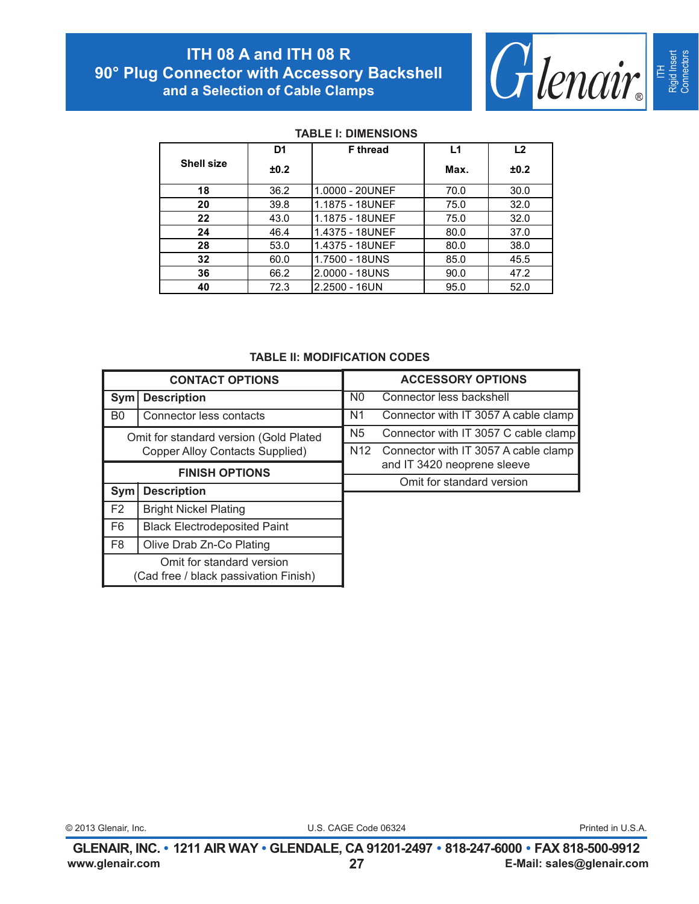# ITH 08 A and ITH 08 R
## 90° Plug Connector with Accessory Backshell
### and a Selection of Cable Clamps

**TABLE I: DIMENSIONS**

| Shell size | D1 ±0.2 | F thread | L1 Max. | L2 ±0.2 |
|---|---|---|---|---|
| **18** | 36.2 | 1.0000 - 20UNEF | 70.0 | 30.0 |
| **20** | 39.8 | 1.1875 - 18UNEF | 75.0 | 32.0 |
| **22** | 43.0 | 1.1875 - 18UNEF | 75.0 | 32.0 |
| **24** | 46.4 | 1.4375 - 18UNEF | 80.0 | 37.0 |
| **28** | 53.0 | 1.4375 - 18UNEF | 80.0 | 38.0 |
| **32** | 60.0 | 1.7500 - 18UNS | 85.0 | 45.5 |
| **36** | 66.2 | 2.0000 - 18UNS | 90.0 | 47.2 |
| **40** | 72.3 | 2.2500 - 16UN | 95.0 | 52.0 |

**TABLE II: MODIFICATION CODES**

| CONTACT OPTIONS | |
|---|---|
| **Sym** | **Description** |
| B0 | Connector less contacts |
| Omit for standard version (Gold Plated Copper Alloy Contacts Supplied) | |

| FINISH OPTIONS | |
|---|---|
| **Sym** | **Description** |
| F2 | Bright Nickel Plating |
| F6 | Black Electrodeposited Paint |
| F8 | Olive Drab Zn-Co Plating |
| Omit for standard version (Cad free / black passivation Finish) | |

| ACCESSORY OPTIONS | |
|---|---|
| N0 | Connector less backshell |
| N1 | Connector with IT 3057 A cable clamp |
| N5 | Connector with IT 3057 C cable clamp |
| N12 | Connector with IT 3057 A cable clamp and IT 3420 neoprene sleeve |
| Omit for standard version | |

© 2013 Glenair, Inc. U.S. CAGE Code 06324 Printed in U.S.A.

**GLENAIR, INC. • 1211 AIR WAY • GLENDALE, CA 91201-2497 • 818-247-6000 • FAX 818-500-9912**

**www.glenair.com** **E-Mail: sales@glenair.com**